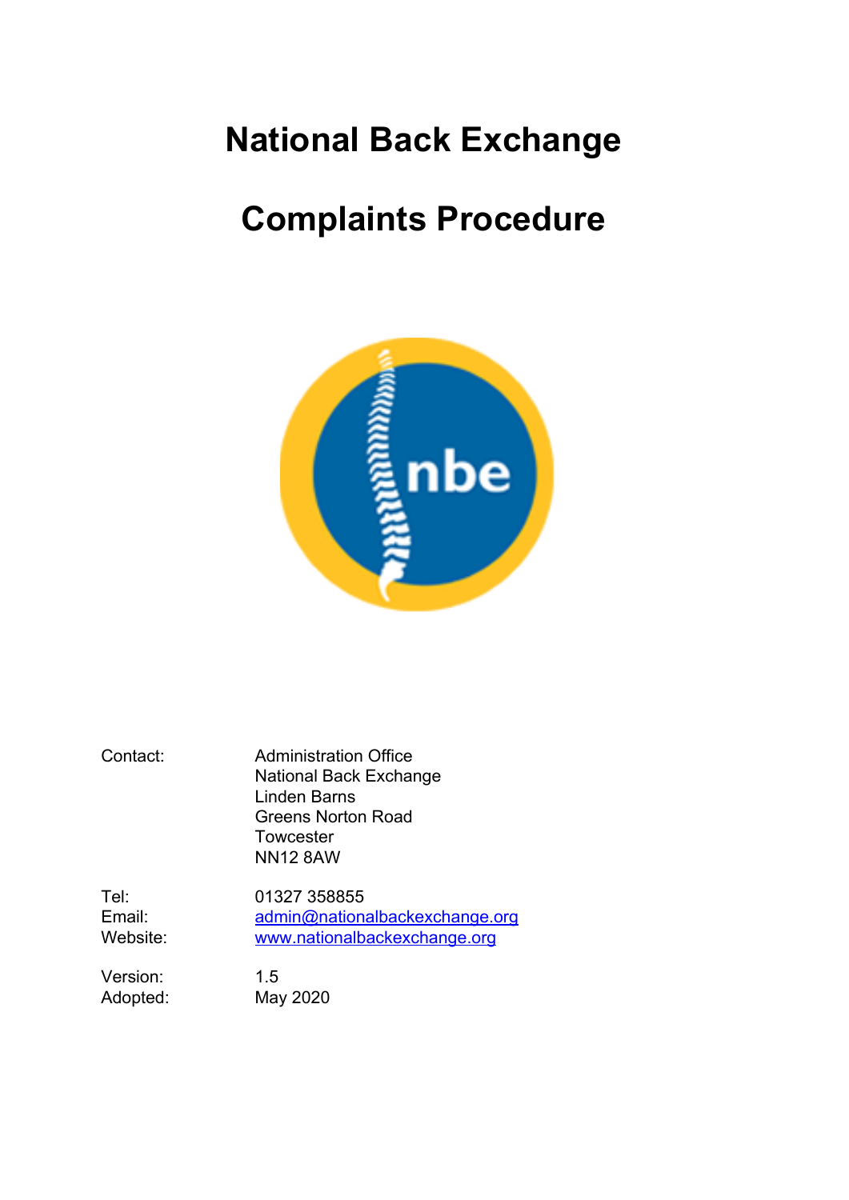# National Back Exchange

# Complaints Procedure

| | |
|---|---|
| Contact: | Administration Office<br>National Back Exchange<br>Linden Barns<br>Greens Norton Road<br>Towcester<br>NN12 8AW |
| Tel: | 01327 358855 |
| Email: | admin@nationalbackexchange.org |
| Website: | www.nationalbackexchange.org |
| Version: | 1.5 |
| Adopted: | May 2020 |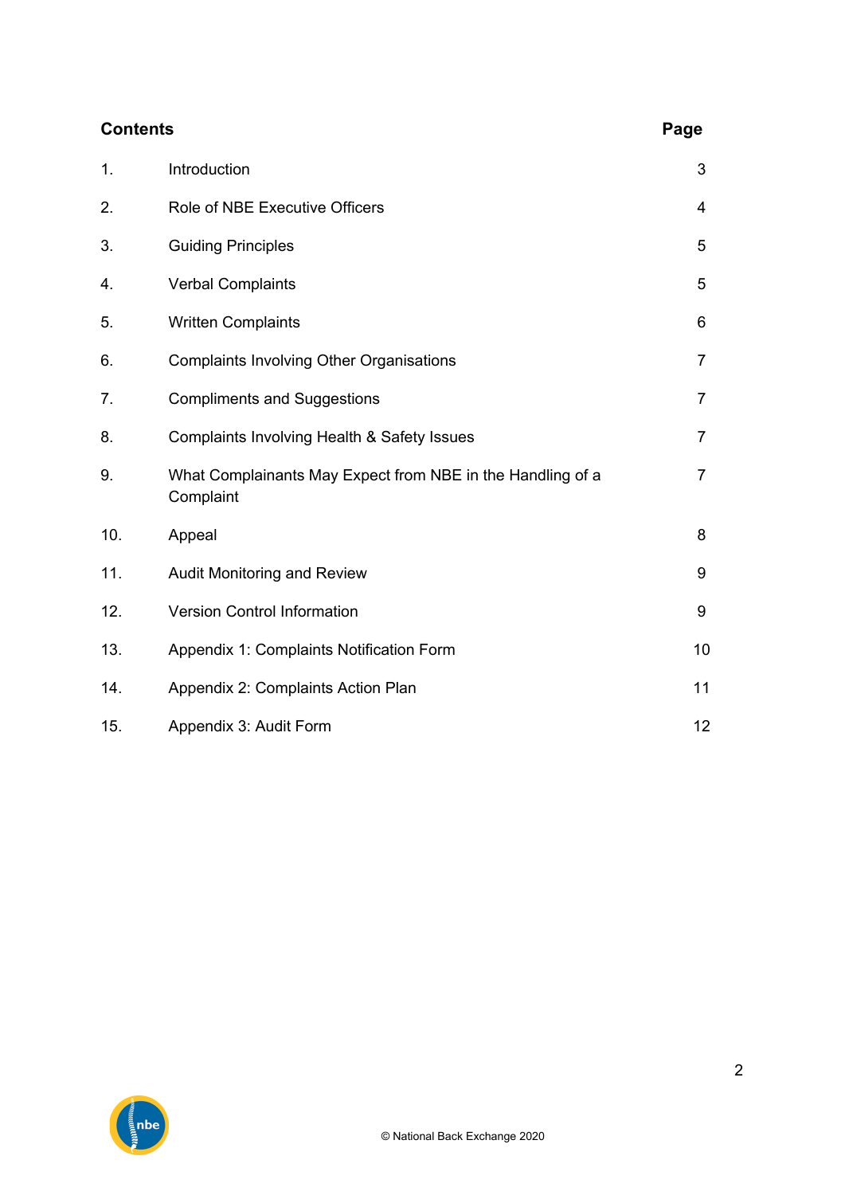| Contents | | Page |
|---|---|---|
| 1. | Introduction | 3 |
| 2. | Role of NBE Executive Officers | 4 |
| 3. | Guiding Principles | 5 |
| 4. | Verbal Complaints | 5 |
| 5. | Written Complaints | 6 |
| 6. | Complaints Involving Other Organisations | 7 |
| 7. | Compliments and Suggestions | 7 |
| 8. | Complaints Involving Health & Safety Issues | 7 |
| 9. | What Complainants May Expect from NBE in the Handling of a Complaint | 7 |
| 10. | Appeal | 8 |
| 11. | Audit Monitoring and Review | 9 |
| 12. | Version Control Information | 9 |
| 13. | Appendix 1: Complaints Notification Form | 10 |
| 14. | Appendix 2: Complaints Action Plan | 11 |
| 15. | Appendix 3: Audit Form | 12 |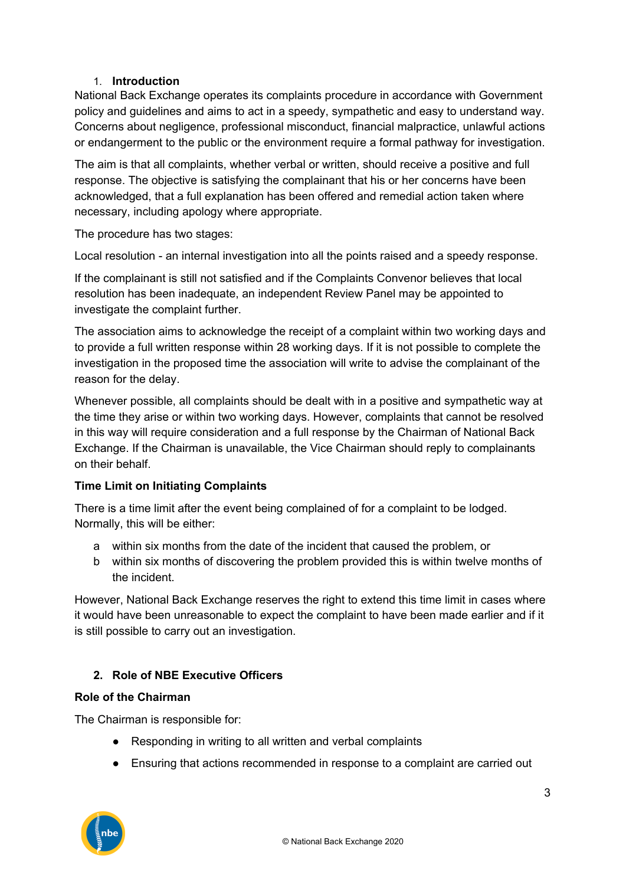## 1. Introduction

National Back Exchange operates its complaints procedure in accordance with Government policy and guidelines and aims to act in a speedy, sympathetic and easy to understand way. Concerns about negligence, professional misconduct, financial malpractice, unlawful actions or endangerment to the public or the environment require a formal pathway for investigation.

The aim is that all complaints, whether verbal or written, should receive a positive and full response. The objective is satisfying the complainant that his or her concerns have been acknowledged, that a full explanation has been offered and remedial action taken where necessary, including apology where appropriate.

The procedure has two stages:

Local resolution - an internal investigation into all the points raised and a speedy response.

If the complainant is still not satisfied and if the Complaints Convenor believes that local resolution has been inadequate, an independent Review Panel may be appointed to investigate the complaint further.

The association aims to acknowledge the receipt of a complaint within two working days and to provide a full written response within 28 working days. If it is not possible to complete the investigation in the proposed time the association will write to advise the complainant of the reason for the delay.

Whenever possible, all complaints should be dealt with in a positive and sympathetic way at the time they arise or within two working days. However, complaints that cannot be resolved in this way will require consideration and a full response by the Chairman of National Back Exchange. If the Chairman is unavailable, the Vice Chairman should reply to complainants on their behalf.

**Time Limit on Initiating Complaints**

There is a time limit after the event being complained of for a complaint to be lodged. Normally, this will be either:

a. within six months from the date of the incident that caused the problem, or
b. within six months of discovering the problem provided this is within twelve months of the incident.

However, National Back Exchange reserves the right to extend this time limit in cases where it would have been unreasonable to expect the complaint to have been made earlier and if it is still possible to carry out an investigation.

## 2. Role of NBE Executive Officers

**Role of the Chairman**

The Chairman is responsible for:

- Responding in writing to all written and verbal complaints
- Ensuring that actions recommended in response to a complaint are carried out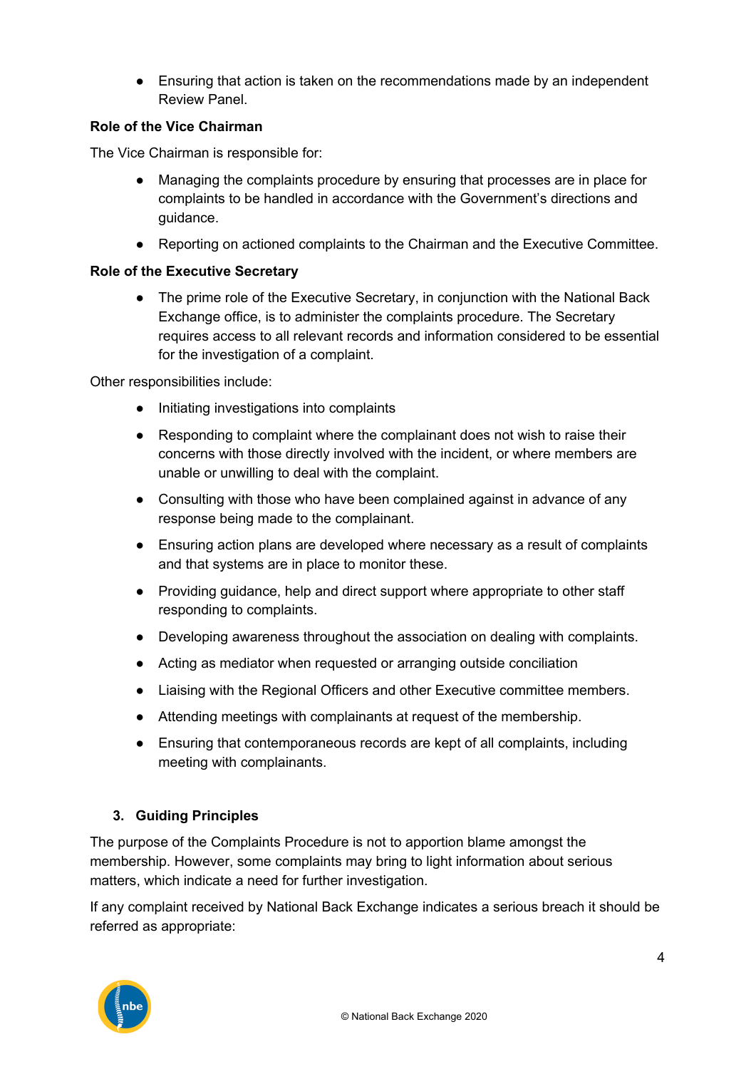- Ensuring that action is taken on the recommendations made by an independent Review Panel.

**Role of the Vice Chairman**

The Vice Chairman is responsible for:

- Managing the complaints procedure by ensuring that processes are in place for complaints to be handled in accordance with the Government's directions and guidance.
- Reporting on actioned complaints to the Chairman and the Executive Committee.

**Role of the Executive Secretary**

- The prime role of the Executive Secretary, in conjunction with the National Back Exchange office, is to administer the complaints procedure. The Secretary requires access to all relevant records and information considered to be essential for the investigation of a complaint.

Other responsibilities include:

- Initiating investigations into complaints
- Responding to complaint where the complainant does not wish to raise their concerns with those directly involved with the incident, or where members are unable or unwilling to deal with the complaint.
- Consulting with those who have been complained against in advance of any response being made to the complainant.
- Ensuring action plans are developed where necessary as a result of complaints and that systems are in place to monitor these.
- Providing guidance, help and direct support where appropriate to other staff responding to complaints.
- Developing awareness throughout the association on dealing with complaints.
- Acting as mediator when requested or arranging outside conciliation
- Liaising with the Regional Officers and other Executive committee members.
- Attending meetings with complainants at request of the membership.
- Ensuring that contemporaneous records are kept of all complaints, including meeting with complainants.

## 3. Guiding Principles

The purpose of the Complaints Procedure is not to apportion blame amongst the membership. However, some complaints may bring to light information about serious matters, which indicate a need for further investigation.

If any complaint received by National Back Exchange indicates a serious breach it should be referred as appropriate: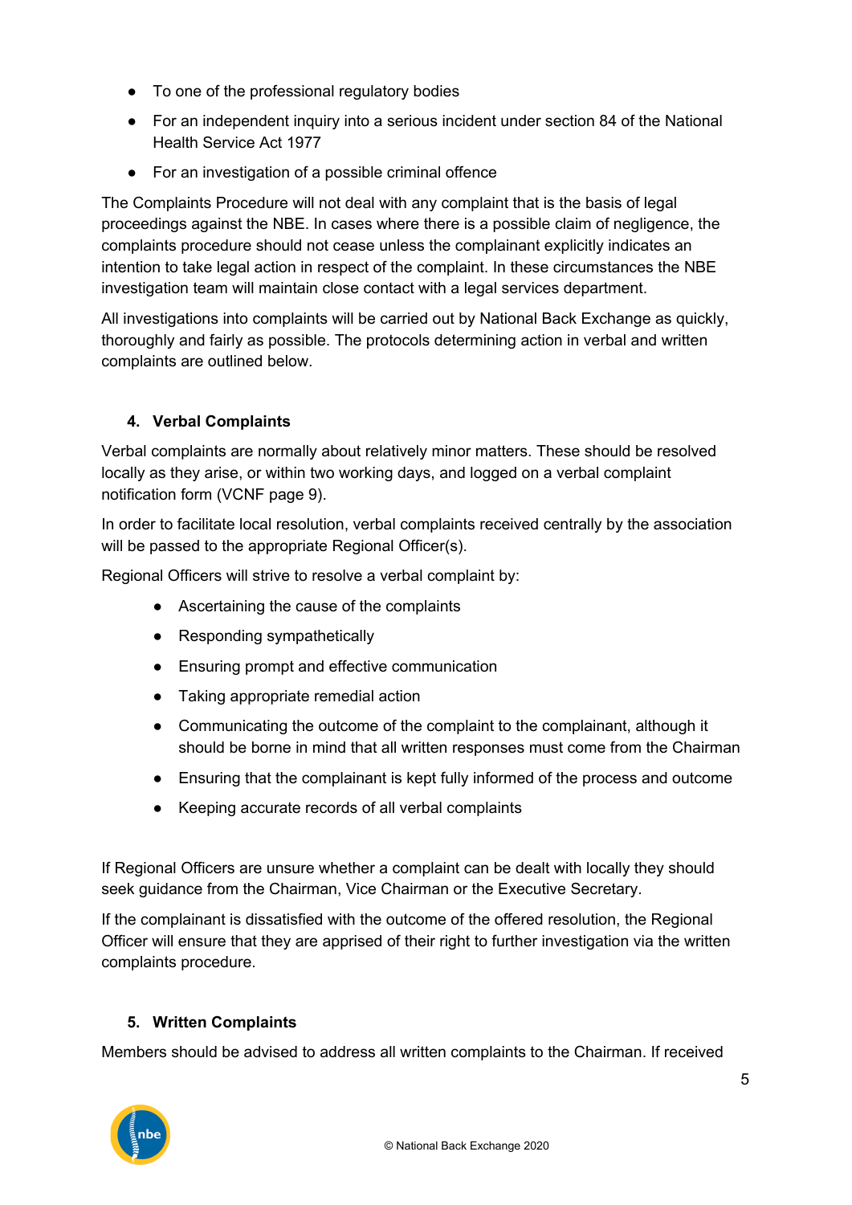- To one of the professional regulatory bodies
- For an independent inquiry into a serious incident under section 84 of the National Health Service Act 1977
- For an investigation of a possible criminal offence

The Complaints Procedure will not deal with any complaint that is the basis of legal proceedings against the NBE. In cases where there is a possible claim of negligence, the complaints procedure should not cease unless the complainant explicitly indicates an intention to take legal action in respect of the complaint. In these circumstances the NBE investigation team will maintain close contact with a legal services department.

All investigations into complaints will be carried out by National Back Exchange as quickly, thoroughly and fairly as possible. The protocols determining action in verbal and written complaints are outlined below.

## 4. Verbal Complaints

Verbal complaints are normally about relatively minor matters. These should be resolved locally as they arise, or within two working days, and logged on a verbal complaint notification form (VCNF page 9).

In order to facilitate local resolution, verbal complaints received centrally by the association will be passed to the appropriate Regional Officer(s).

Regional Officers will strive to resolve a verbal complaint by:

- Ascertaining the cause of the complaints
- Responding sympathetically
- Ensuring prompt and effective communication
- Taking appropriate remedial action
- Communicating the outcome of the complaint to the complainant, although it should be borne in mind that all written responses must come from the Chairman
- Ensuring that the complainant is kept fully informed of the process and outcome
- Keeping accurate records of all verbal complaints

If Regional Officers are unsure whether a complaint can be dealt with locally they should seek guidance from the Chairman, Vice Chairman or the Executive Secretary.

If the complainant is dissatisfied with the outcome of the offered resolution, the Regional Officer will ensure that they are apprised of their right to further investigation via the written complaints procedure.

## 5. Written Complaints

Members should be advised to address all written complaints to the Chairman. If received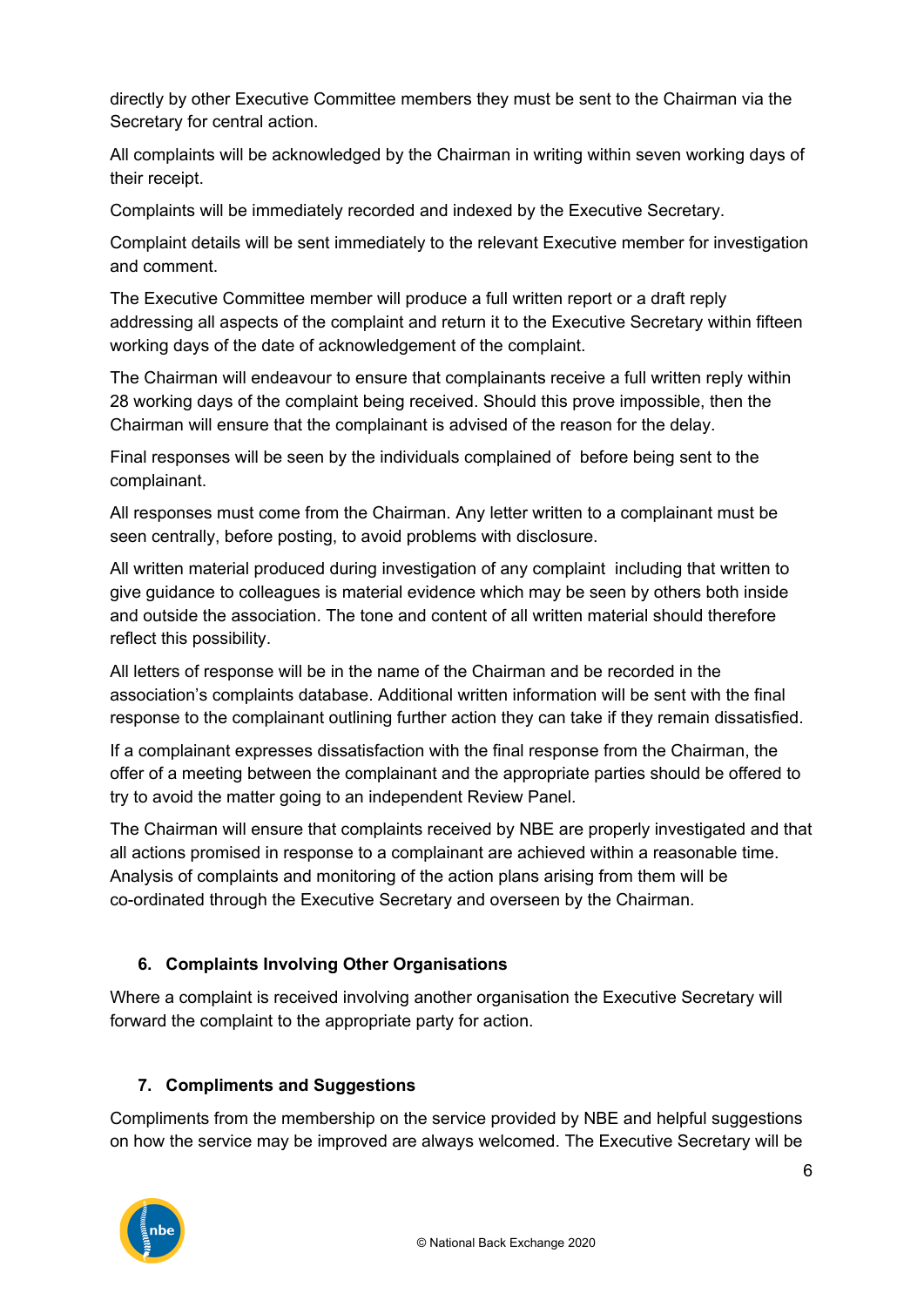directly by other Executive Committee members they must be sent to the Chairman via the Secretary for central action.

All complaints will be acknowledged by the Chairman in writing within seven working days of their receipt.

Complaints will be immediately recorded and indexed by the Executive Secretary.

Complaint details will be sent immediately to the relevant Executive member for investigation and comment.

The Executive Committee member will produce a full written report or a draft reply addressing all aspects of the complaint and return it to the Executive Secretary within fifteen working days of the date of acknowledgement of the complaint.

The Chairman will endeavour to ensure that complainants receive a full written reply within 28 working days of the complaint being received. Should this prove impossible, then the Chairman will ensure that the complainant is advised of the reason for the delay.

Final responses will be seen by the individuals complained of before being sent to the complainant.

All responses must come from the Chairman. Any letter written to a complainant must be seen centrally, before posting, to avoid problems with disclosure.

All written material produced during investigation of any complaint including that written to give guidance to colleagues is material evidence which may be seen by others both inside and outside the association. The tone and content of all written material should therefore reflect this possibility.

All letters of response will be in the name of the Chairman and be recorded in the association's complaints database. Additional written information will be sent with the final response to the complainant outlining further action they can take if they remain dissatisfied.

If a complainant expresses dissatisfaction with the final response from the Chairman, the offer of a meeting between the complainant and the appropriate parties should be offered to try to avoid the matter going to an independent Review Panel.

The Chairman will ensure that complaints received by NBE are properly investigated and that all actions promised in response to a complainant are achieved within a reasonable time. Analysis of complaints and monitoring of the action plans arising from them will be co-ordinated through the Executive Secretary and overseen by the Chairman.

## 6. Complaints Involving Other Organisations

Where a complaint is received involving another organisation the Executive Secretary will forward the complaint to the appropriate party for action.

## 7. Compliments and Suggestions

Compliments from the membership on the service provided by NBE and helpful suggestions on how the service may be improved are always welcomed. The Executive Secretary will be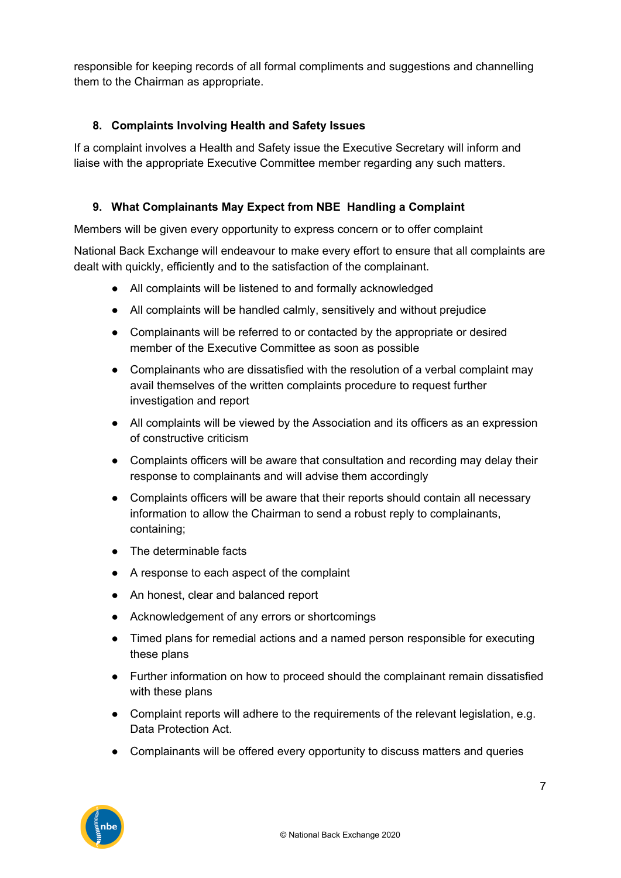responsible for keeping records of all formal compliments and suggestions and channelling them to the Chairman as appropriate.

## 8. Complaints Involving Health and Safety Issues

If a complaint involves a Health and Safety issue the Executive Secretary will inform and liaise with the appropriate Executive Committee member regarding any such matters.

## 9. What Complainants May Expect from NBE Handling a Complaint

Members will be given every opportunity to express concern or to offer complaint

National Back Exchange will endeavour to make every effort to ensure that all complaints are dealt with quickly, efficiently and to the satisfaction of the complainant.

- All complaints will be listened to and formally acknowledged
- All complaints will be handled calmly, sensitively and without prejudice
- Complainants will be referred to or contacted by the appropriate or desired member of the Executive Committee as soon as possible
- Complainants who are dissatisfied with the resolution of a verbal complaint may avail themselves of the written complaints procedure to request further investigation and report
- All complaints will be viewed by the Association and its officers as an expression of constructive criticism
- Complaints officers will be aware that consultation and recording may delay their response to complainants and will advise them accordingly
- Complaints officers will be aware that their reports should contain all necessary information to allow the Chairman to send a robust reply to complainants, containing;
- The determinable facts
- A response to each aspect of the complaint
- An honest, clear and balanced report
- Acknowledgement of any errors or shortcomings
- Timed plans for remedial actions and a named person responsible for executing these plans
- Further information on how to proceed should the complainant remain dissatisfied with these plans
- Complaint reports will adhere to the requirements of the relevant legislation, e.g. Data Protection Act.
- Complainants will be offered every opportunity to discuss matters and queries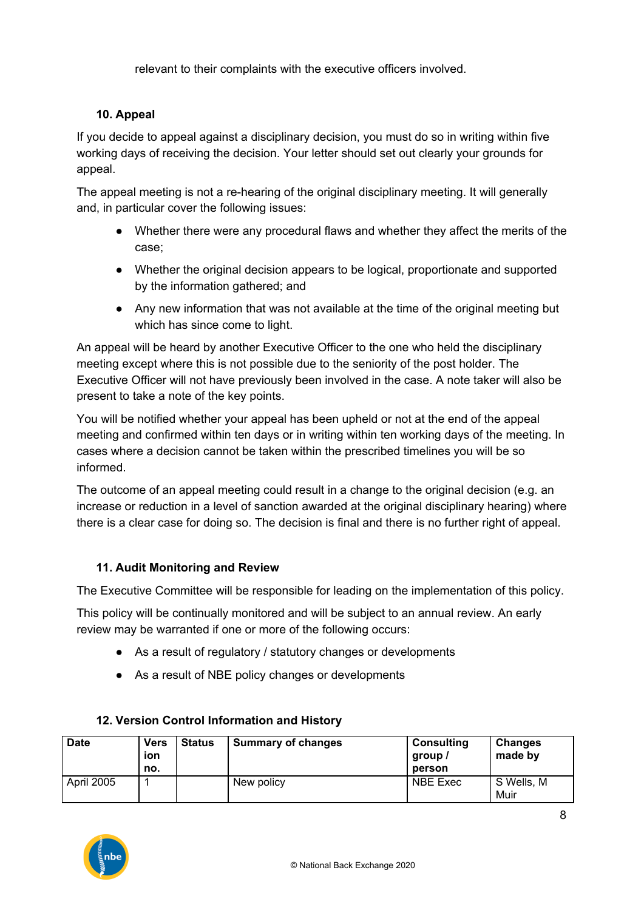relevant to their complaints with the executive officers involved.

### 10. Appeal

If you decide to appeal against a disciplinary decision, you must do so in writing within five working days of receiving the decision. Your letter should set out clearly your grounds for appeal.

The appeal meeting is not a re-hearing of the original disciplinary meeting. It will generally and, in particular cover the following issues:

- Whether there were any procedural flaws and whether they affect the merits of the case;
- Whether the original decision appears to be logical, proportionate and supported by the information gathered; and
- Any new information that was not available at the time of the original meeting but which has since come to light.

An appeal will be heard by another Executive Officer to the one who held the disciplinary meeting except where this is not possible due to the seniority of the post holder. The Executive Officer will not have previously been involved in the case. A note taker will also be present to take a note of the key points.

You will be notified whether your appeal has been upheld or not at the end of the appeal meeting and confirmed within ten days or in writing within ten working days of the meeting. In cases where a decision cannot be taken within the prescribed timelines you will be so informed.

The outcome of an appeal meeting could result in a change to the original decision (e.g. an increase or reduction in a level of sanction awarded at the original disciplinary hearing) where there is a clear case for doing so. The decision is final and there is no further right of appeal.

### 11. Audit Monitoring and Review

The Executive Committee will be responsible for leading on the implementation of this policy.

This policy will be continually monitored and will be subject to an annual review. An early review may be warranted if one or more of the following occurs:

- As a result of regulatory / statutory changes or developments
- As a result of NBE policy changes or developments

### 12. Version Control Information and History

| Date | Version no. | Status | Summary of changes | Consulting group / person | Changes made by |
|---|---|---|---|---|---|
| April 2005 | 1 | | New policy | NBE Exec | S Wells, M Muir |

© National Back Exchange 2020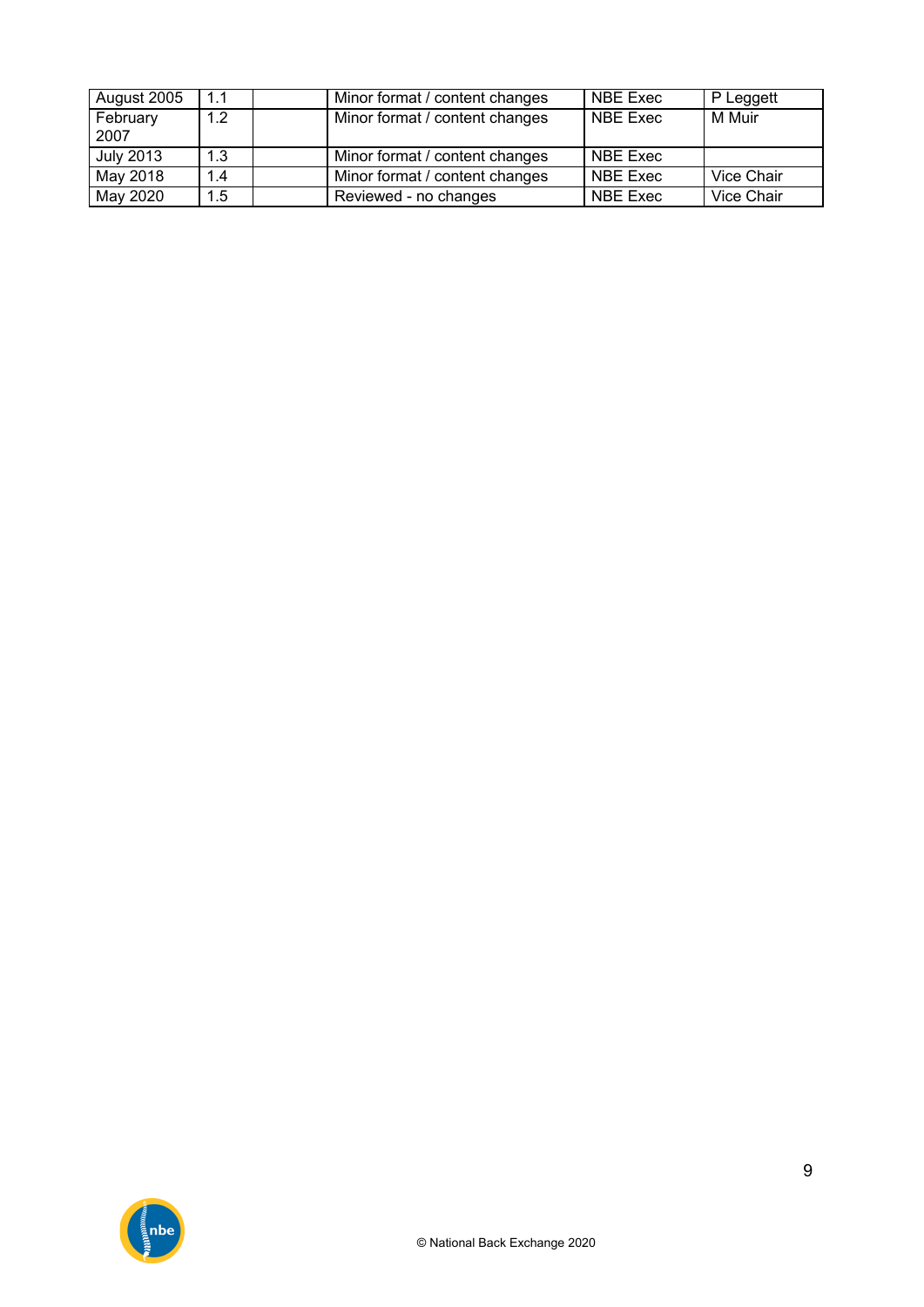| August 2005 | 1.1 | | Minor format / content changes | NBE Exec | P Leggett |
|---|---|---|---|---|---|
| February 2007 | 1.2 | | Minor format / content changes | NBE Exec | M Muir |
| July 2013 | 1.3 | | Minor format / content changes | NBE Exec | |
| May 2018 | 1.4 | | Minor format / content changes | NBE Exec | Vice Chair |
| May 2020 | 1.5 | | Reviewed - no changes | NBE Exec | Vice Chair |

© National Back Exchange 2020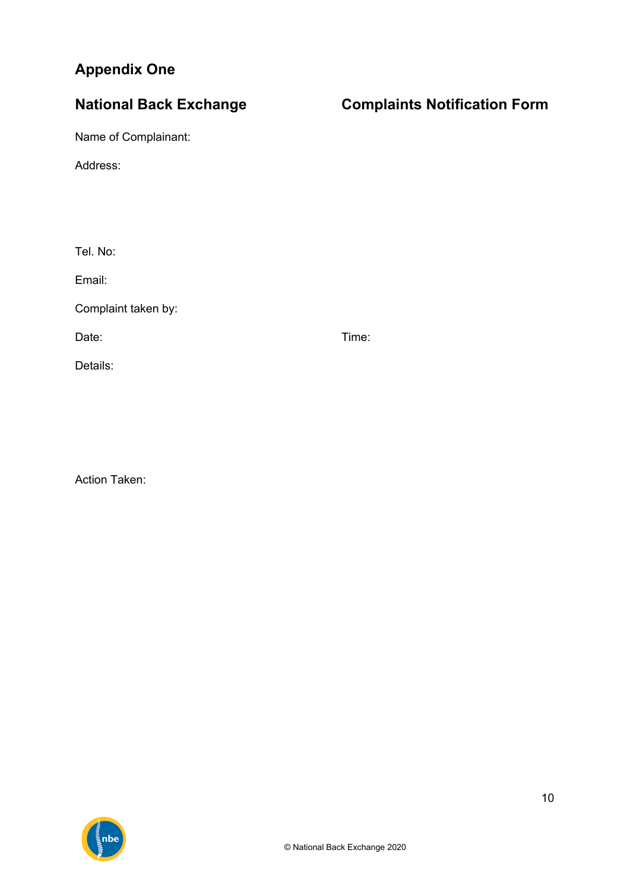## Appendix One

## National Back Exchange Complaints Notification Form

Name of Complainant:

Address:

Tel. No:

Email:

Complaint taken by:

Date: Time:

Details:

Action Taken: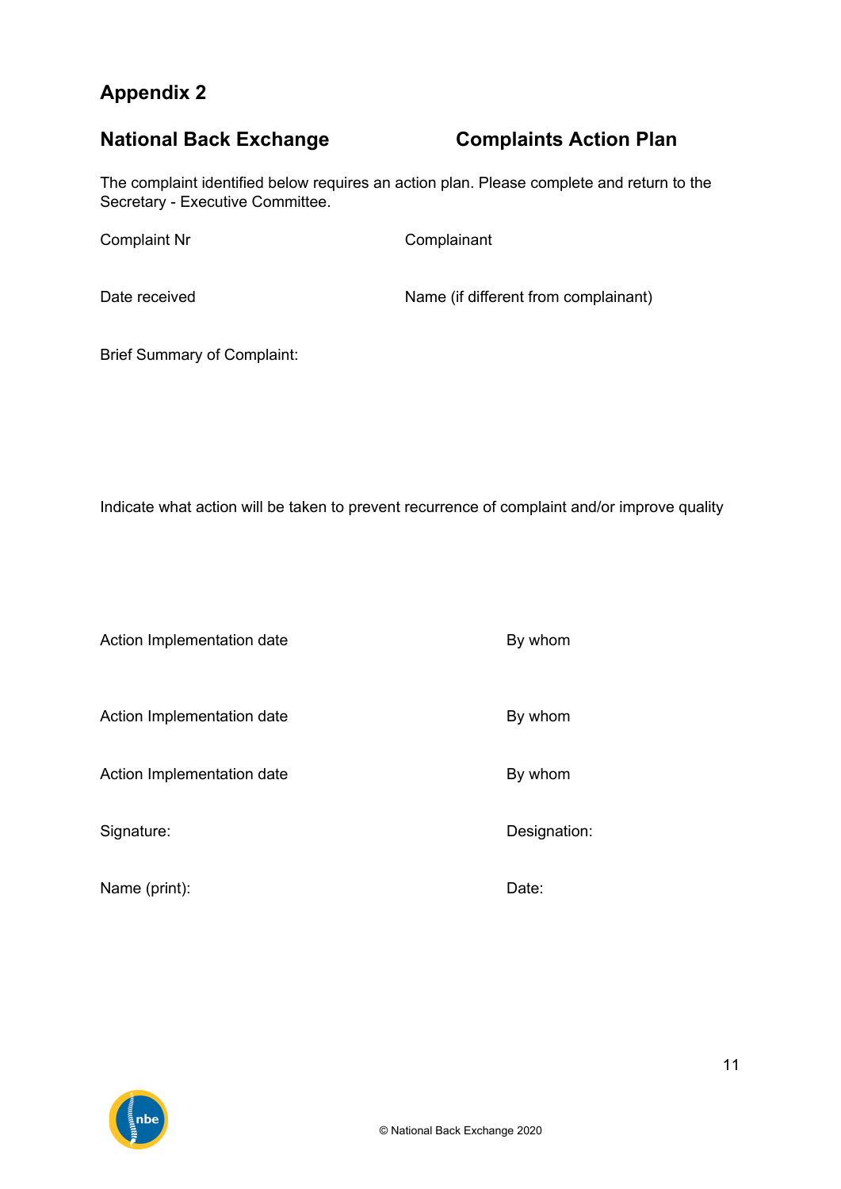## Appendix 2

### National Back Exchange — Complaints Action Plan

The complaint identified below requires an action plan. Please complete and return to the Secretary - Executive Committee.

Complaint Nr

Complainant

Date received

Name (if different from complainant)

Brief Summary of Complaint:

Indicate what action will be taken to prevent recurrence of complaint and/or improve quality

Action Implementation date

By whom

Action Implementation date

By whom

Action Implementation date

By whom

Signature:

Designation:

Name (print):

Date:

© National Back Exchange 2020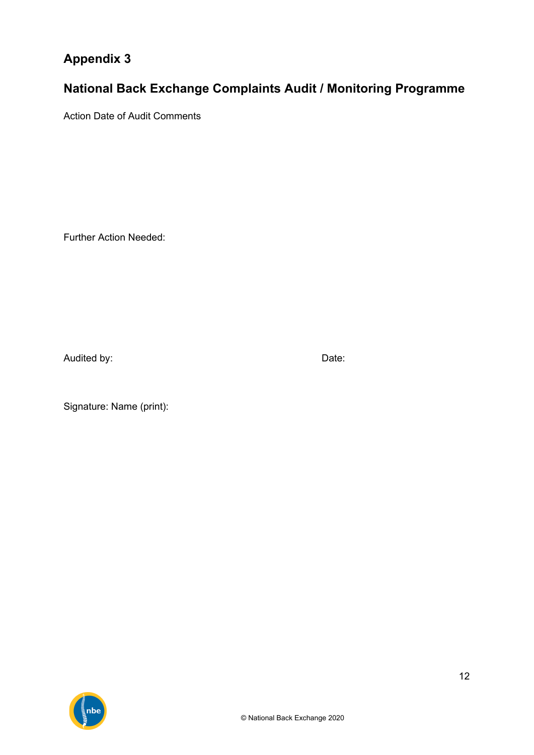## Appendix 3

## National Back Exchange Complaints Audit / Monitoring Programme

Action Date of Audit Comments

Further Action Needed:

Audited by: Date:

Signature: Name (print):

© National Back Exchange 2020